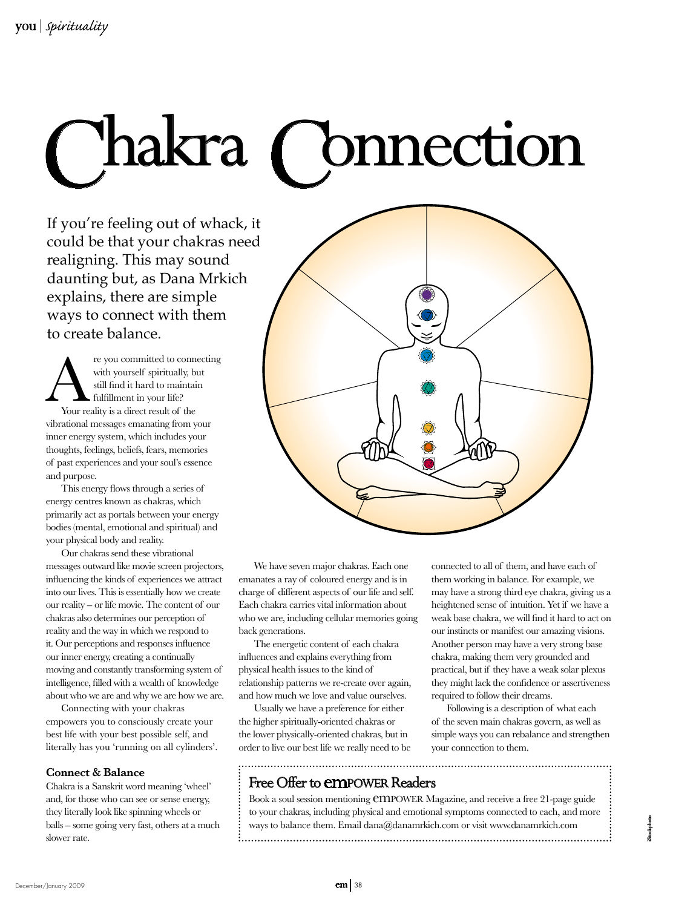# Chakra Connection

If you're feeling out of whack, it could be that your chakras need realigning. This may sound daunting but, as Dana Mrkich explains, there are simple ways to connect with them to create balance.

Are you committed to connecting with yourself spiritually, but still find it hard to maintain fulfillment in your life?

Your reality is a direct result of the vibrational messages emanating from your inner energy system, which includes your thoughts, feelings, beliefs, fears, memories of past experiences and your soul's essence and purpose.

This energy flows through a series of energy centres known as chakras, which primarily act as portals between your energy bodies (mental, emotional and spiritual) and your physical body and reality.

Our chakras send these vibrational messages outward like movie screen projectors, influencing the kinds of experiences we attract into our lives. This is essentially how we create our reality – or life movie. The content of our chakras also determines our perception of reality and the way in which we respond to it. Our perceptions and responses influence our inner energy, creating a continually moving and constantly transforming system of intelligence, filled with a wealth of knowledge about who we are and why we are how we are.

Connecting with your chakras empowers you to consciously create your best life with your best possible self, and literally has you 'running on all cylinders'.

**Connect & Balance**

Chakra is a Sanskrit word meaning 'wheel' and, for those who can see or sense energy, they literally look like spinning wheels or balls – some going very fast, others at a much slower rate.

We have seven major chakras. Each one emanates a ray of coloured energy and is in charge of different aspects of our life and self. Each chakra carries vital information about who we are, including cellular memories going back generations.

The energetic content of each chakra influences and explains everything from physical health issues to the kind of relationship patterns we re-create over again, and how much we love and value ourselves.

Usually we have a preference for either the higher spiritually-oriented chakras or the lower physically-oriented chakras, but in order to live our best life we really need to be connected to all of them, and have each of them working in balance. For example, we may have a strong third eye chakra, giving us a heightened sense of intuition. Yet if we have a weak base chakra, we will find it hard to act on our instincts or manifest our amazing visions. Another person may have a very strong base chakra, making them very grounded and practical, but if they have a weak solar plexus they might lack the confidence or assertiveness required to follow their dreams.

Following is a description of what each of the seven main chakras govern, as well as simple ways you can rebalance and strengthen your connection to them.

## Free Offer to emPOWER Readers

Book a soul session mentioning emPOWER Magazine, and receive a free 21-page guide to your chakras, including physical and emotional symptoms connected to each, and more ways to balance them. Email dana@danamrkich.com or visit www.danamrkich.com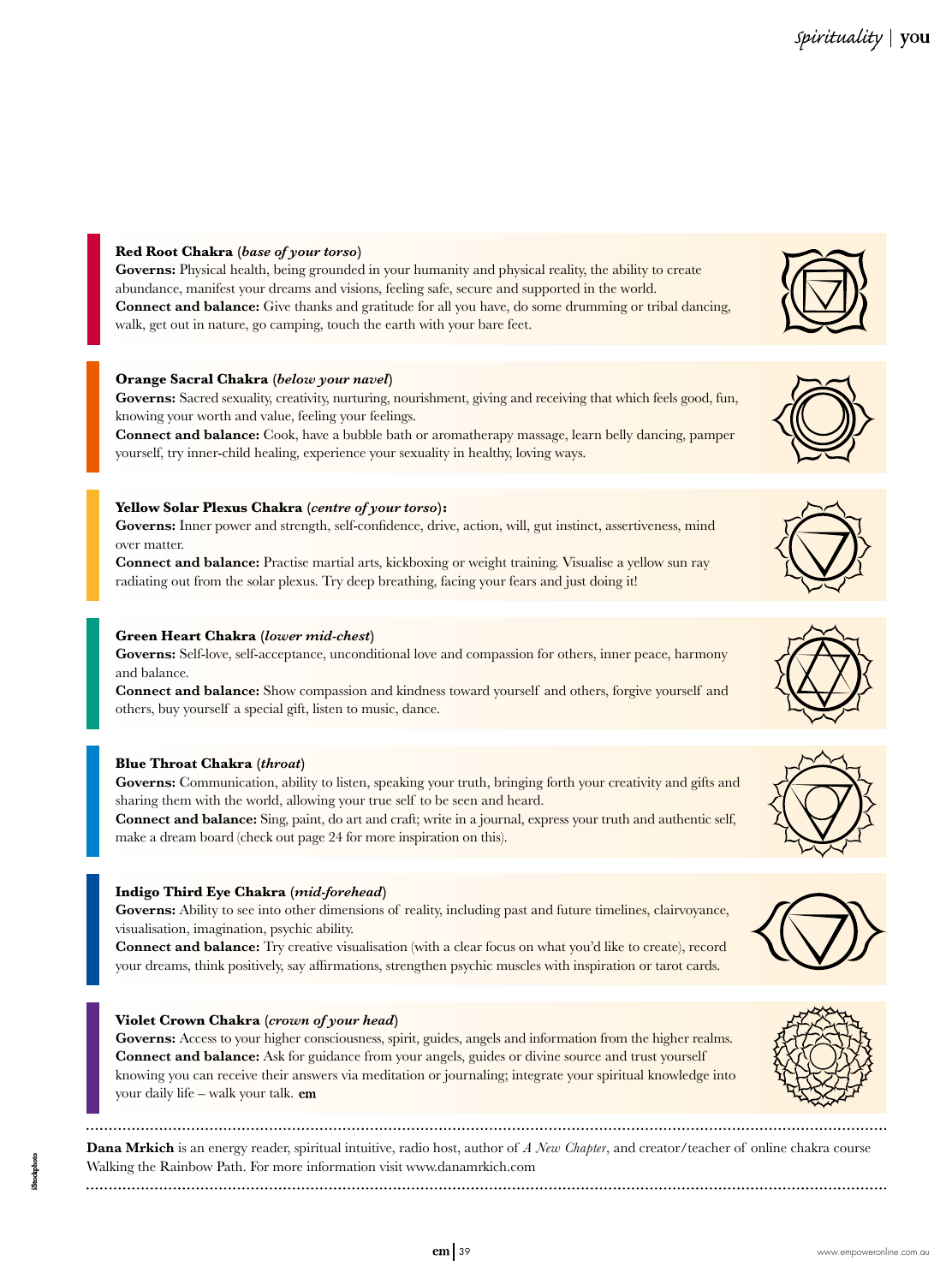**Red Root Chakra** (*base of your torso*)
**Governs:** Physical health, being grounded in your humanity and physical reality, the ability to create abundance, manifest your dreams and visions, feeling safe, secure and supported in the world.
**Connect and balance:** Give thanks and gratitude for all you have, do some drumming or tribal dancing, walk, get out in nature, go camping, touch the earth with your bare feet.

**Orange Sacral Chakra** (*below your navel*)
**Governs:** Sacred sexuality, creativity, nurturing, nourishment, giving and receiving that which feels good, fun, knowing your worth and value, feeling your feelings.
**Connect and balance:** Cook, have a bubble bath or aromatherapy massage, learn belly dancing, pamper yourself, try inner-child healing, experience your sexuality in healthy, loving ways.

**Yellow Solar Plexus Chakra** (*centre of your torso*)**:**
**Governs:** Inner power and strength, self-confidence, drive, action, will, gut instinct, assertiveness, mind over matter.
**Connect and balance:** Practise martial arts, kickboxing or weight training. Visualise a yellow sun ray radiating out from the solar plexus. Try deep breathing, facing your fears and just doing it!

**Green Heart Chakra** (*lower mid-chest*)
**Governs:** Self-love, self-acceptance, unconditional love and compassion for others, inner peace, harmony and balance.
**Connect and balance:** Show compassion and kindness toward yourself and others, forgive yourself and others, buy yourself a special gift, listen to music, dance.

**Blue Throat Chakra** (*throat*)
**Governs:** Communication, ability to listen, speaking your truth, bringing forth your creativity and gifts and sharing them with the world, allowing your true self to be seen and heard.
**Connect and balance:** Sing, paint, do art and craft; write in a journal, express your truth and authentic self, make a dream board (check out page 24 for more inspiration on this).

**Indigo Third Eye Chakra** (*mid-forehead*)
**Governs:** Ability to see into other dimensions of reality, including past and future timelines, clairvoyance, visualisation, imagination, psychic ability.
**Connect and balance:** Try creative visualisation (with a clear focus on what you'd like to create), record your dreams, think positively, say affirmations, strengthen psychic muscles with inspiration or tarot cards.

**Violet Crown Chakra** (*crown of your head*)
**Governs:** Access to your higher consciousness, spirit, guides, angels and information from the higher realms.
**Connect and balance:** Ask for guidance from your angels, guides or divine source and trust yourself knowing you can receive their answers via meditation or journaling; integrate your spiritual knowledge into your daily life – walk your talk. **em**

---

**Dana Mrkich** is an energy reader, spiritual intuitive, radio host, author of *A New Chapter*, and creator/teacher of online chakra course Walking the Rainbow Path. For more information visit www.danamrkich.com

---

iStockphoto